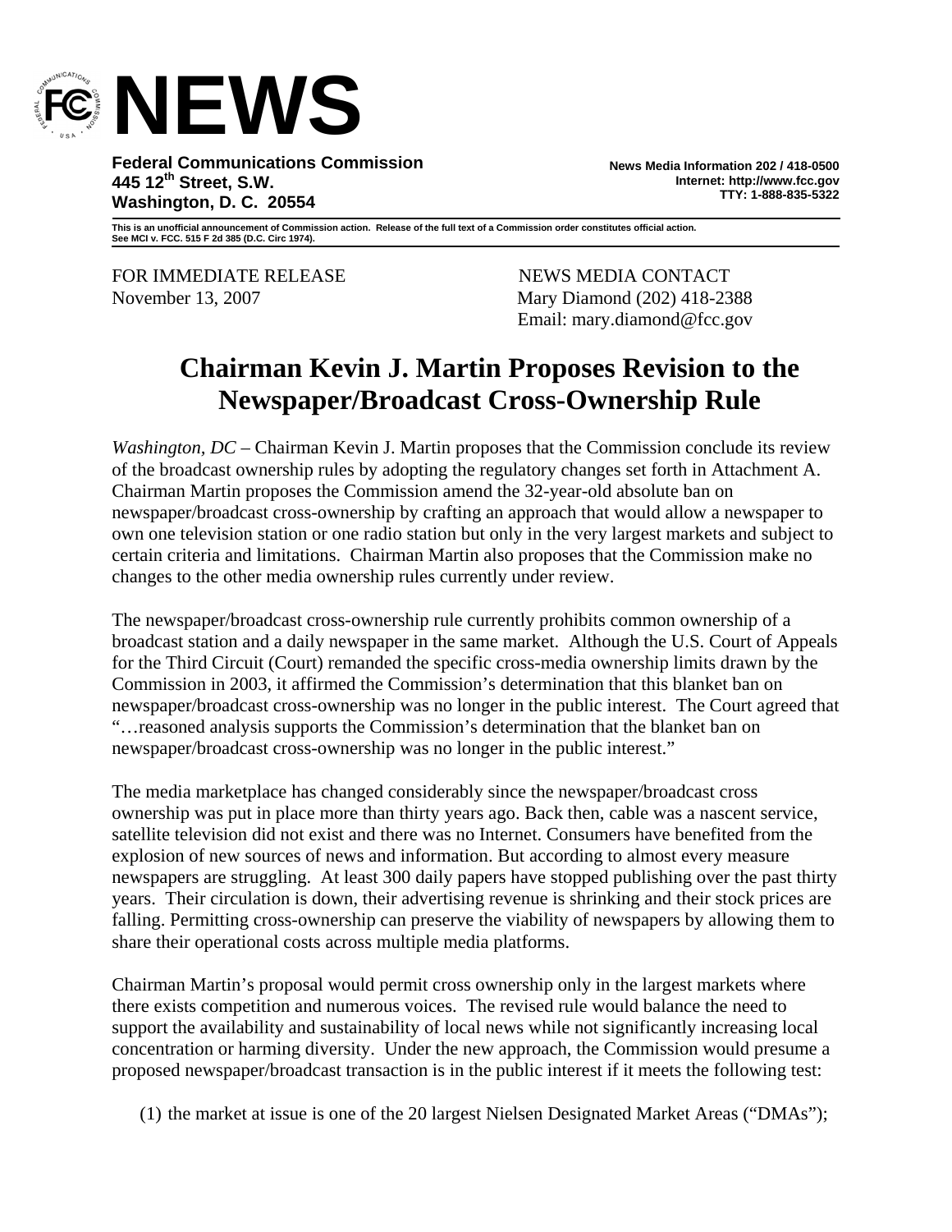# NEWS

**Federal Communications Commission**
**445 12th Street, S.W.**
**Washington, D. C. 20554**

**News Media Information 202 / 418-0500**
**Internet: http://www.fcc.gov**
**TTY: 1-888-835-5322**

**This is an unofficial announcement of Commission action. Release of the full text of a Commission order constitutes official action. See MCI v. FCC. 515 F 2d 385 (D.C. Circ 1974).**

FOR IMMEDIATE RELEASE
November 13, 2007

NEWS MEDIA CONTACT
Mary Diamond (202) 418-2388
Email: mary.diamond@fcc.gov

## Chairman Kevin J. Martin Proposes Revision to the Newspaper/Broadcast Cross-Ownership Rule

*Washington, DC* – Chairman Kevin J. Martin proposes that the Commission conclude its review of the broadcast ownership rules by adopting the regulatory changes set forth in Attachment A. Chairman Martin proposes the Commission amend the 32-year-old absolute ban on newspaper/broadcast cross-ownership by crafting an approach that would allow a newspaper to own one television station or one radio station but only in the very largest markets and subject to certain criteria and limitations. Chairman Martin also proposes that the Commission make no changes to the other media ownership rules currently under review.

The newspaper/broadcast cross-ownership rule currently prohibits common ownership of a broadcast station and a daily newspaper in the same market. Although the U.S. Court of Appeals for the Third Circuit (Court) remanded the specific cross-media ownership limits drawn by the Commission in 2003, it affirmed the Commission's determination that this blanket ban on newspaper/broadcast cross-ownership was no longer in the public interest. The Court agreed that "…reasoned analysis supports the Commission's determination that the blanket ban on newspaper/broadcast cross-ownership was no longer in the public interest."

The media marketplace has changed considerably since the newspaper/broadcast cross ownership was put in place more than thirty years ago. Back then, cable was a nascent service, satellite television did not exist and there was no Internet. Consumers have benefited from the explosion of new sources of news and information. But according to almost every measure newspapers are struggling. At least 300 daily papers have stopped publishing over the past thirty years. Their circulation is down, their advertising revenue is shrinking and their stock prices are falling. Permitting cross-ownership can preserve the viability of newspapers by allowing them to share their operational costs across multiple media platforms.

Chairman Martin's proposal would permit cross ownership only in the largest markets where there exists competition and numerous voices. The revised rule would balance the need to support the availability and sustainability of local news while not significantly increasing local concentration or harming diversity. Under the new approach, the Commission would presume a proposed newspaper/broadcast transaction is in the public interest if it meets the following test:

(1) the market at issue is one of the 20 largest Nielsen Designated Market Areas ("DMAs");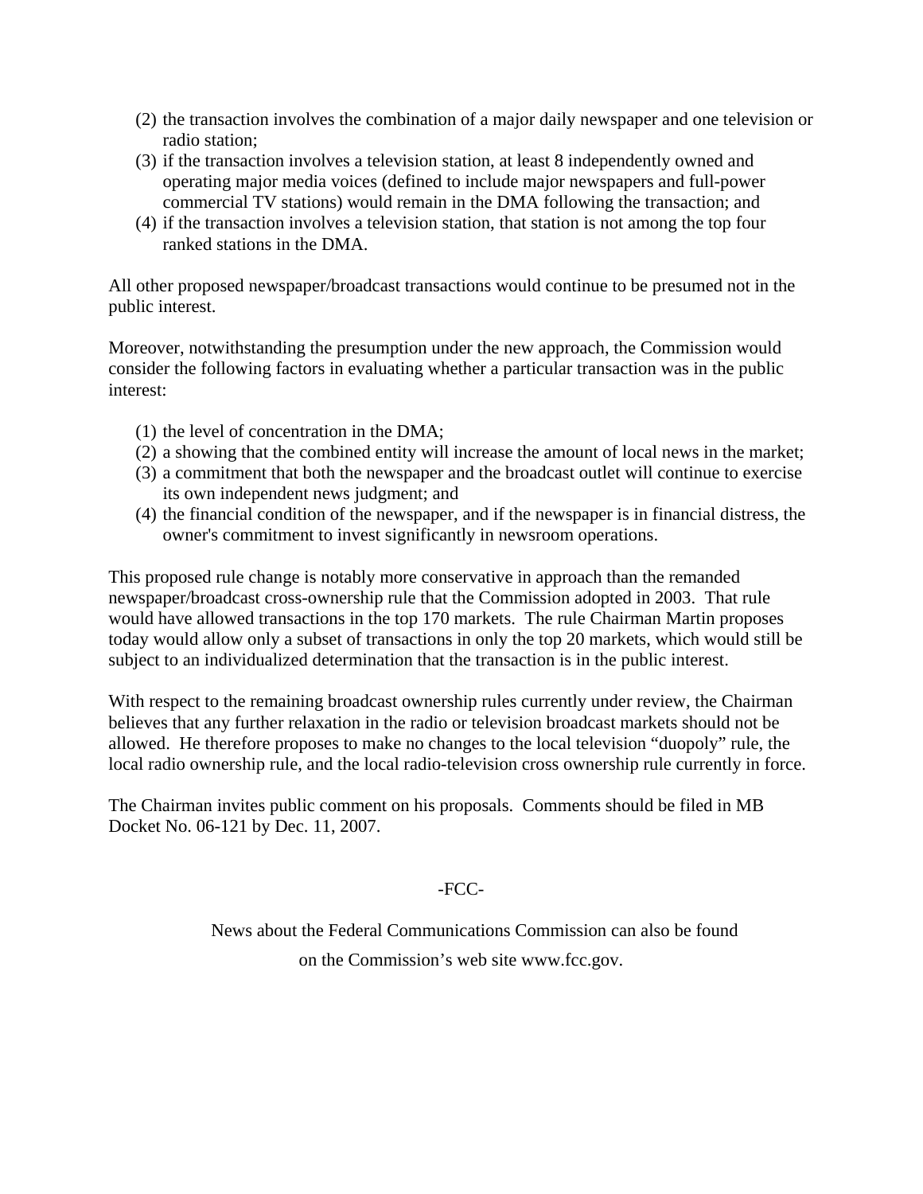(2) the transaction involves the combination of a major daily newspaper and one television or radio station;
(3) if the transaction involves a television station, at least 8 independently owned and operating major media voices (defined to include major newspapers and full-power commercial TV stations) would remain in the DMA following the transaction; and
(4) if the transaction involves a television station, that station is not among the top four ranked stations in the DMA.

All other proposed newspaper/broadcast transactions would continue to be presumed not in the public interest.

Moreover, notwithstanding the presumption under the new approach, the Commission would consider the following factors in evaluating whether a particular transaction was in the public interest:

(1) the level of concentration in the DMA;
(2) a showing that the combined entity will increase the amount of local news in the market;
(3) a commitment that both the newspaper and the broadcast outlet will continue to exercise its own independent news judgment; and
(4) the financial condition of the newspaper, and if the newspaper is in financial distress, the owner's commitment to invest significantly in newsroom operations.

This proposed rule change is notably more conservative in approach than the remanded newspaper/broadcast cross-ownership rule that the Commission adopted in 2003. That rule would have allowed transactions in the top 170 markets. The rule Chairman Martin proposes today would allow only a subset of transactions in only the top 20 markets, which would still be subject to an individualized determination that the transaction is in the public interest.

With respect to the remaining broadcast ownership rules currently under review, the Chairman believes that any further relaxation in the radio or television broadcast markets should not be allowed. He therefore proposes to make no changes to the local television "duopoly" rule, the local radio ownership rule, and the local radio-television cross ownership rule currently in force.

The Chairman invites public comment on his proposals. Comments should be filed in MB Docket No. 06-121 by Dec. 11, 2007.

-FCC-

News about the Federal Communications Commission can also be found on the Commission's web site www.fcc.gov.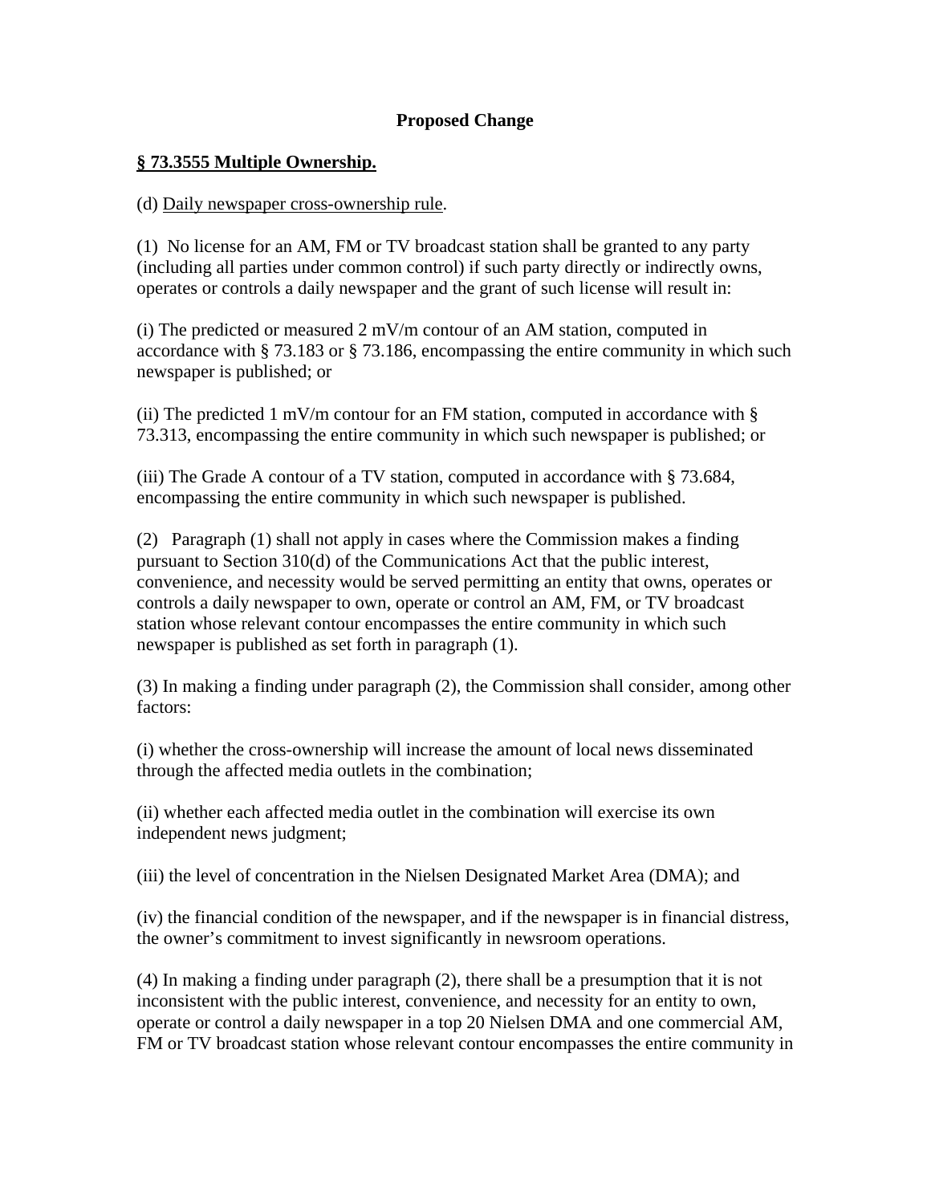**Proposed Change**

**<u>§ 73.3555 Multiple Ownership.</u>**

(d) <u>Daily newspaper cross-ownership rule</u>.

(1) No license for an AM, FM or TV broadcast station shall be granted to any party (including all parties under common control) if such party directly or indirectly owns, operates or controls a daily newspaper and the grant of such license will result in:

(i) The predicted or measured 2 mV/m contour of an AM station, computed in accordance with § 73.183 or § 73.186, encompassing the entire community in which such newspaper is published; or

(ii) The predicted 1 mV/m contour for an FM station, computed in accordance with § 73.313, encompassing the entire community in which such newspaper is published; or

(iii) The Grade A contour of a TV station, computed in accordance with § 73.684, encompassing the entire community in which such newspaper is published.

(2) Paragraph (1) shall not apply in cases where the Commission makes a finding pursuant to Section 310(d) of the Communications Act that the public interest, convenience, and necessity would be served permitting an entity that owns, operates or controls a daily newspaper to own, operate or control an AM, FM, or TV broadcast station whose relevant contour encompasses the entire community in which such newspaper is published as set forth in paragraph (1).

(3) In making a finding under paragraph (2), the Commission shall consider, among other factors:

(i) whether the cross-ownership will increase the amount of local news disseminated through the affected media outlets in the combination;

(ii) whether each affected media outlet in the combination will exercise its own independent news judgment;

(iii) the level of concentration in the Nielsen Designated Market Area (DMA); and

(iv) the financial condition of the newspaper, and if the newspaper is in financial distress, the owner's commitment to invest significantly in newsroom operations.

(4) In making a finding under paragraph (2), there shall be a presumption that it is not inconsistent with the public interest, convenience, and necessity for an entity to own, operate or control a daily newspaper in a top 20 Nielsen DMA and one commercial AM, FM or TV broadcast station whose relevant contour encompasses the entire community in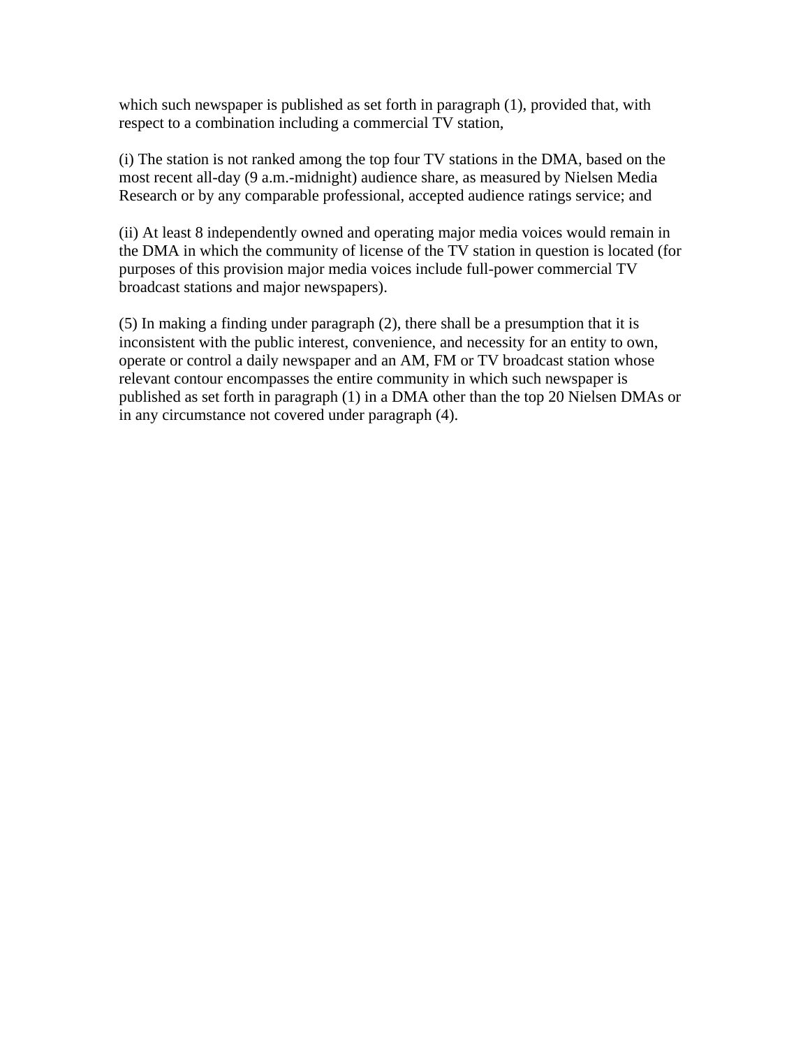which such newspaper is published as set forth in paragraph (1), provided that, with respect to a combination including a commercial TV station,

(i) The station is not ranked among the top four TV stations in the DMA, based on the most recent all-day (9 a.m.-midnight) audience share, as measured by Nielsen Media Research or by any comparable professional, accepted audience ratings service; and

(ii) At least 8 independently owned and operating major media voices would remain in the DMA in which the community of license of the TV station in question is located (for purposes of this provision major media voices include full-power commercial TV broadcast stations and major newspapers).

(5) In making a finding under paragraph (2), there shall be a presumption that it is inconsistent with the public interest, convenience, and necessity for an entity to own, operate or control a daily newspaper and an AM, FM or TV broadcast station whose relevant contour encompasses the entire community in which such newspaper is published as set forth in paragraph (1) in a DMA other than the top 20 Nielsen DMAs or in any circumstance not covered under paragraph (4).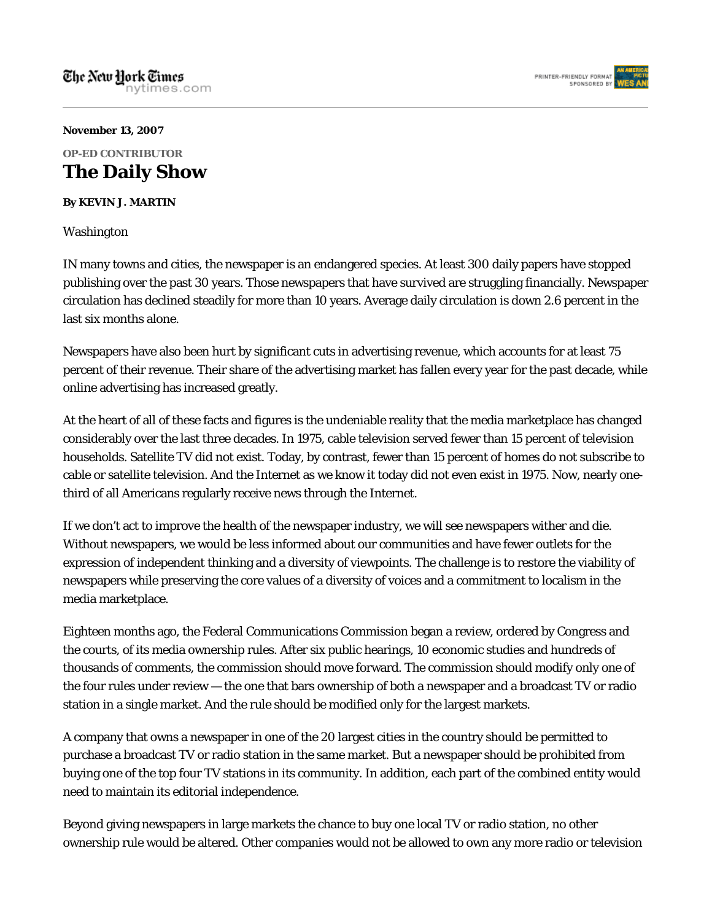**November 13, 2007**

OP-ED CONTRIBUTOR

# The Daily Show

**By KEVIN J. MARTIN**

Washington

IN many towns and cities, the newspaper is an endangered species. At least 300 daily papers have stopped publishing over the past 30 years. Those newspapers that have survived are struggling financially. Newspaper circulation has declined steadily for more than 10 years. Average daily circulation is down 2.6 percent in the last six months alone.

Newspapers have also been hurt by significant cuts in advertising revenue, which accounts for at least 75 percent of their revenue. Their share of the advertising market has fallen every year for the past decade, while online advertising has increased greatly.

At the heart of all of these facts and figures is the undeniable reality that the media marketplace has changed considerably over the last three decades. In 1975, cable television served fewer than 15 percent of television households. Satellite TV did not exist. Today, by contrast, fewer than 15 percent of homes do not subscribe to cable or satellite television. And the Internet as we know it today did not even exist in 1975. Now, nearly one-third of all Americans regularly receive news through the Internet.

If we don't act to improve the health of the newspaper industry, we will see newspapers wither and die. Without newspapers, we would be less informed about our communities and have fewer outlets for the expression of independent thinking and a diversity of viewpoints. The challenge is to restore the viability of newspapers while preserving the core values of a diversity of voices and a commitment to localism in the media marketplace.

Eighteen months ago, the Federal Communications Commission began a review, ordered by Congress and the courts, of its media ownership rules. After six public hearings, 10 economic studies and hundreds of thousands of comments, the commission should move forward. The commission should modify only one of the four rules under review — the one that bars ownership of both a newspaper and a broadcast TV or radio station in a single market. And the rule should be modified only for the largest markets.

A company that owns a newspaper in one of the 20 largest cities in the country should be permitted to purchase a broadcast TV or radio station in the same market. But a newspaper should be prohibited from buying one of the top four TV stations in its community. In addition, each part of the combined entity would need to maintain its editorial independence.

Beyond giving newspapers in large markets the chance to buy one local TV or radio station, no other ownership rule would be altered. Other companies would not be allowed to own any more radio or television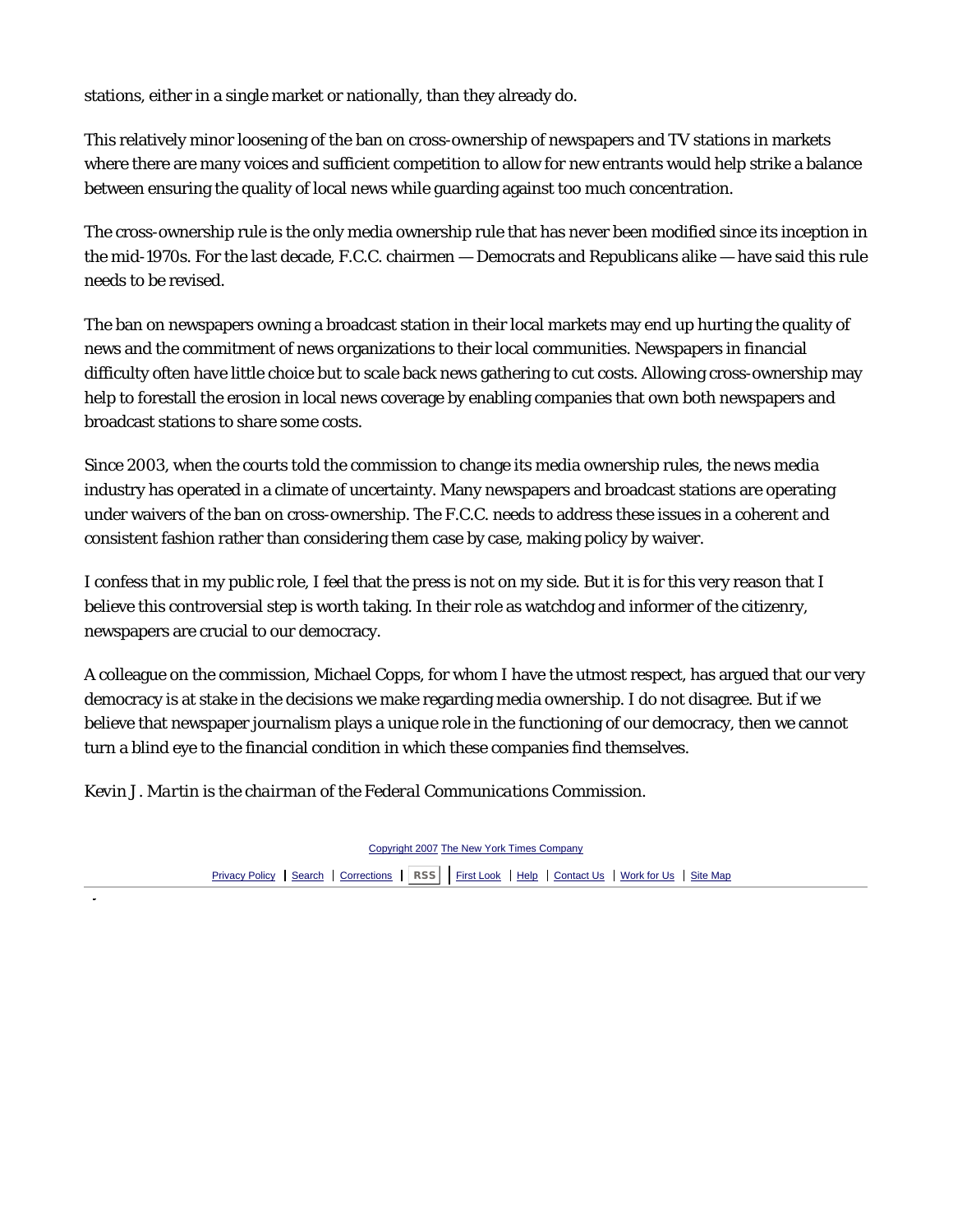stations, either in a single market or nationally, than they already do.

This relatively minor loosening of the ban on cross-ownership of newspapers and TV stations in markets where there are many voices and sufficient competition to allow for new entrants would help strike a balance between ensuring the quality of local news while guarding against too much concentration.

The cross-ownership rule is the only media ownership rule that has never been modified since its inception in the mid-1970s. For the last decade, F.C.C. chairmen — Democrats and Republicans alike — have said this rule needs to be revised.

The ban on newspapers owning a broadcast station in their local markets may end up hurting the quality of news and the commitment of news organizations to their local communities. Newspapers in financial difficulty often have little choice but to scale back news gathering to cut costs. Allowing cross-ownership may help to forestall the erosion in local news coverage by enabling companies that own both newspapers and broadcast stations to share some costs.

Since 2003, when the courts told the commission to change its media ownership rules, the news media industry has operated in a climate of uncertainty. Many newspapers and broadcast stations are operating under waivers of the ban on cross-ownership. The F.C.C. needs to address these issues in a coherent and consistent fashion rather than considering them case by case, making policy by waiver.

I confess that in my public role, I feel that the press is not on my side. But it is for this very reason that I believe this controversial step is worth taking. In their role as watchdog and informer of the citizenry, newspapers are crucial to our democracy.

A colleague on the commission, Michael Copps, for whom I have the utmost respect, has argued that our very democracy is at stake in the decisions we make regarding media ownership. I do not disagree. But if we believe that newspaper journalism plays a unique role in the functioning of our democracy, then we cannot turn a blind eye to the financial condition in which these companies find themselves.

*Kevin J. Martin is the chairman of the Federal Communications Commission.*

Copyright 2007 The New York Times Company

Privacy Policy | Search | Corrections | RSS | First Look | Help | Contact Us | Work for Us | Site Map